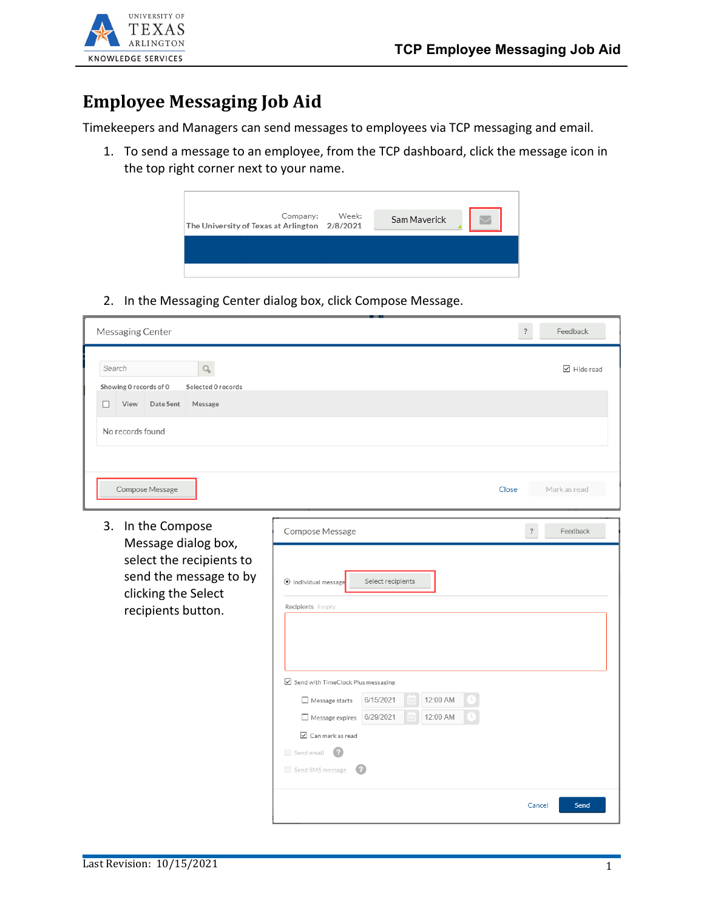# Employee Messaging Job Aid

Timekeepers and Managers can send messages to employees via TCP messaging and email.

1. To send a message to an employee, from the TCP dashboard, click the message icon in the top right corner next to your name.

2. In the Messaging Center dialog box, click Compose Message.

3. In the Compose Message dialog box, select the recipients to send the message to by clicking the Select recipients button.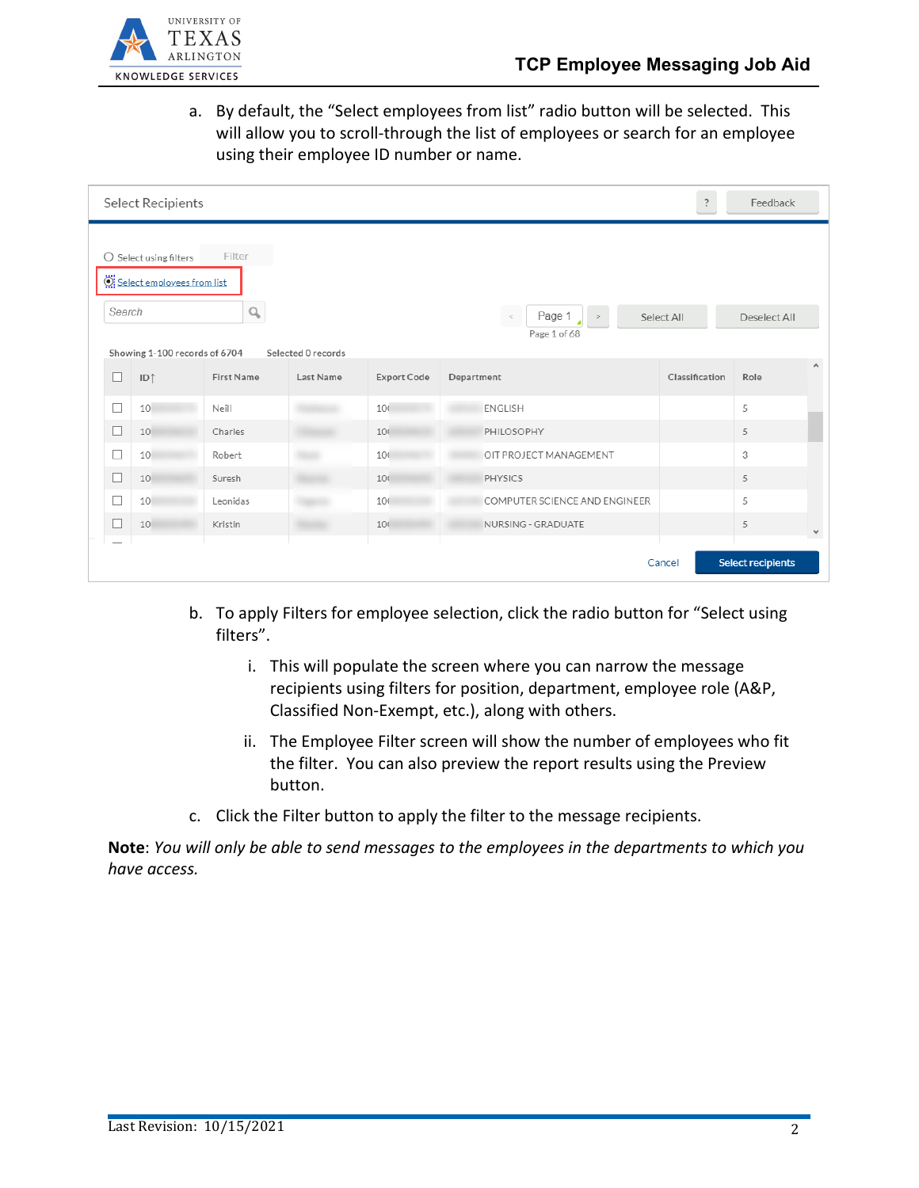a. By default, the "Select employees from list" radio button will be selected. This will allow you to scroll-through the list of employees or search for an employee using their employee ID number or name.

b. To apply Filters for employee selection, click the radio button for "Select using filters".

   i. This will populate the screen where you can narrow the message recipients using filters for position, department, employee role (A&P, Classified Non-Exempt, etc.), along with others.

   ii. The Employee Filter screen will show the number of employees who fit the filter. You can also preview the report results using the Preview button.

c. Click the Filter button to apply the filter to the message recipients.

**Note**: *You will only be able to send messages to the employees in the departments to which you have access.*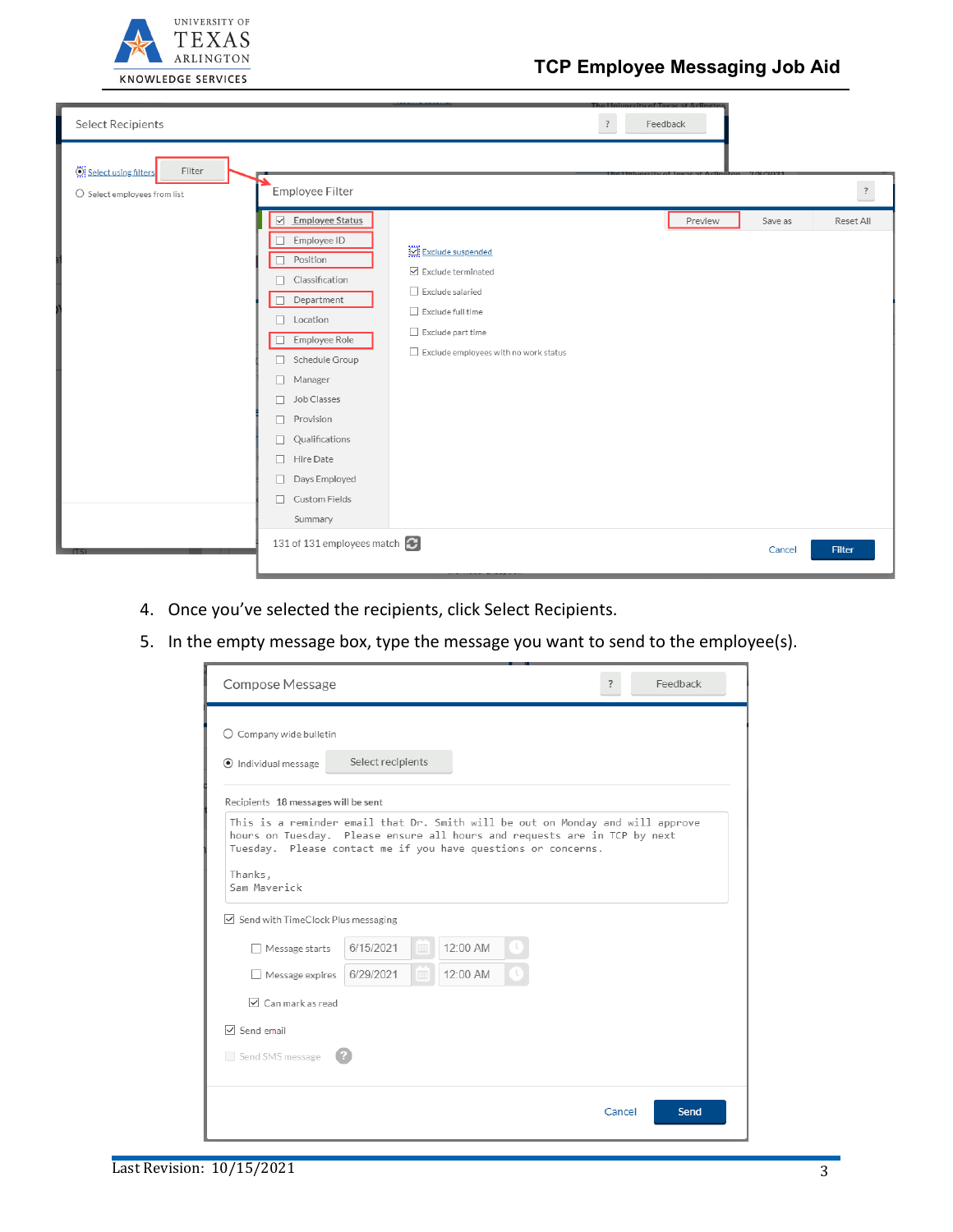4. Once you've selected the recipients, click Select Recipients.
5. In the empty message box, type the message you want to send to the employee(s).

Last Revision: 10/15/2021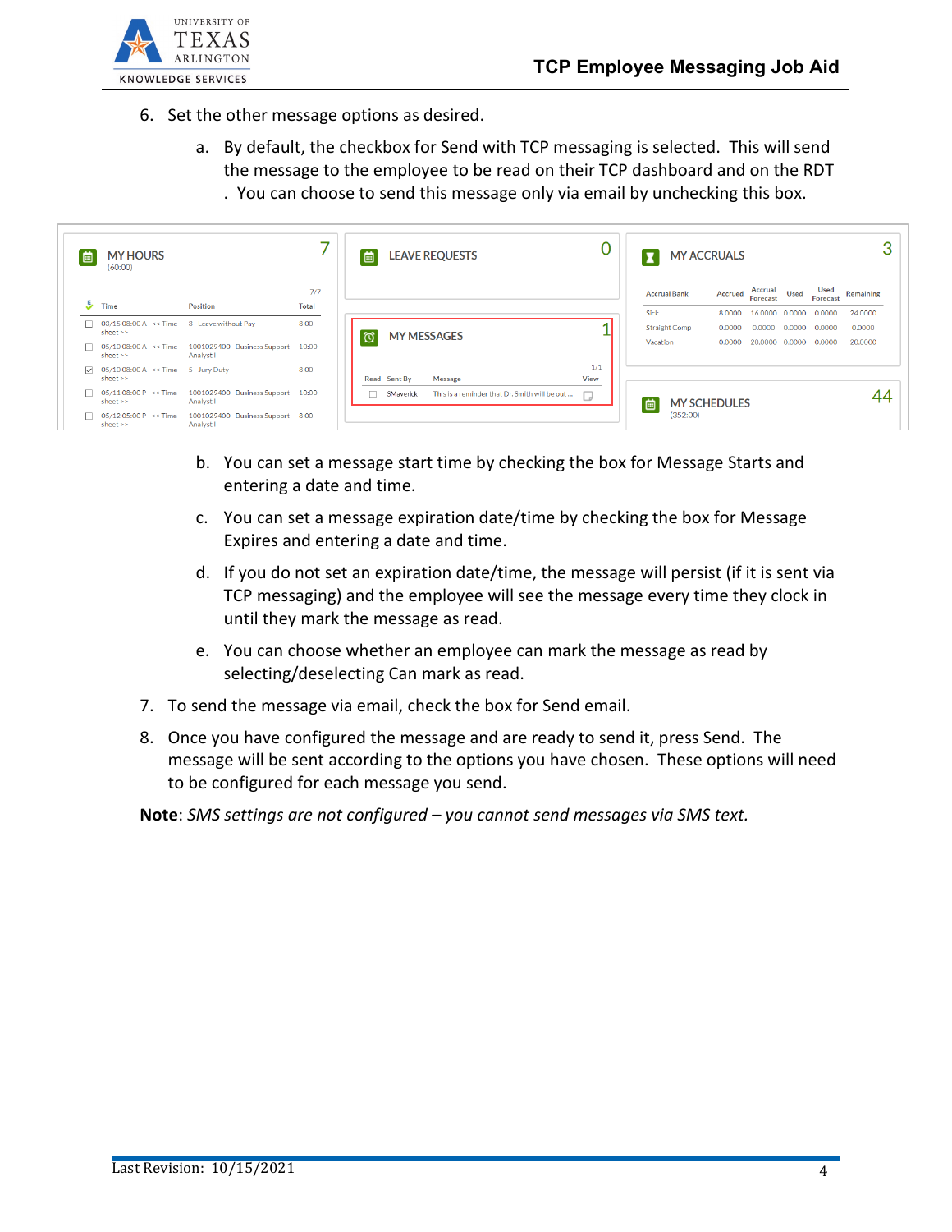6. Set the other message options as desired.
    a. By default, the checkbox for Send with TCP messaging is selected. This will send the message to the employee to be read on their TCP dashboard and on the RDT . You can choose to send this message only via email by unchecking this box.
    b. You can set a message start time by checking the box for Message Starts and entering a date and time.
    c. You can set a message expiration date/time by checking the box for Message Expires and entering a date and time.
    d. If you do not set an expiration date/time, the message will persist (if it is sent via TCP messaging) and the employee will see the message every time they clock in until they mark the message as read.
    e. You can choose whether an employee can mark the message as read by selecting/deselecting Can mark as read.
7. To send the message via email, check the box for Send email.
8. Once you have configured the message and are ready to send it, press Send. The message will be sent according to the options you have chosen. These options will need to be configured for each message you send.

**Note**: *SMS settings are not configured – you cannot send messages via SMS text.*